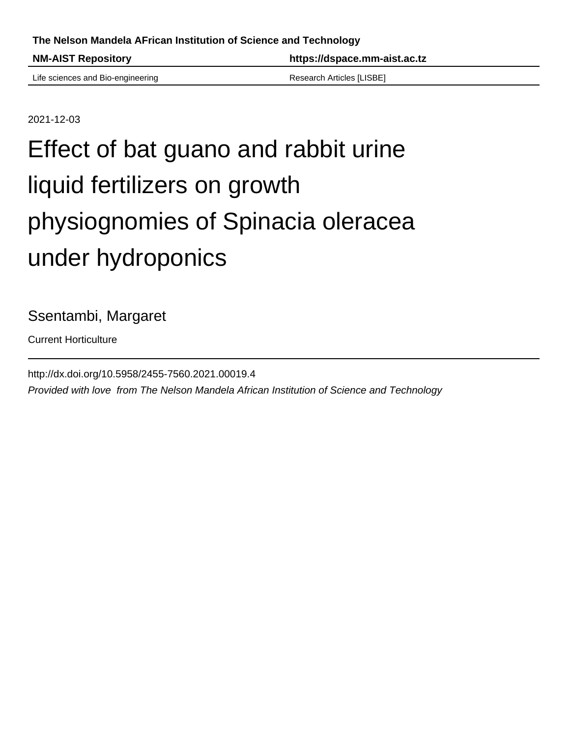**The Nelson Mandela AFrican Institution of Science and Technology**

| **NM-AIST Repository** | **https://dspace.mm-aist.ac.tz** |
| --- | --- |
| Life sciences and Bio-engineering | Research Articles [LISBE] |

2021-12-03

# Effect of bat guano and rabbit urine liquid fertilizers on growth physiognomies of Spinacia oleracea under hydroponics

Ssentambi, Margaret

Current Horticulture

http://dx.doi.org/10.5958/2455-7560.2021.00019.4

*Provided with love from The Nelson Mandela African Institution of Science and Technology*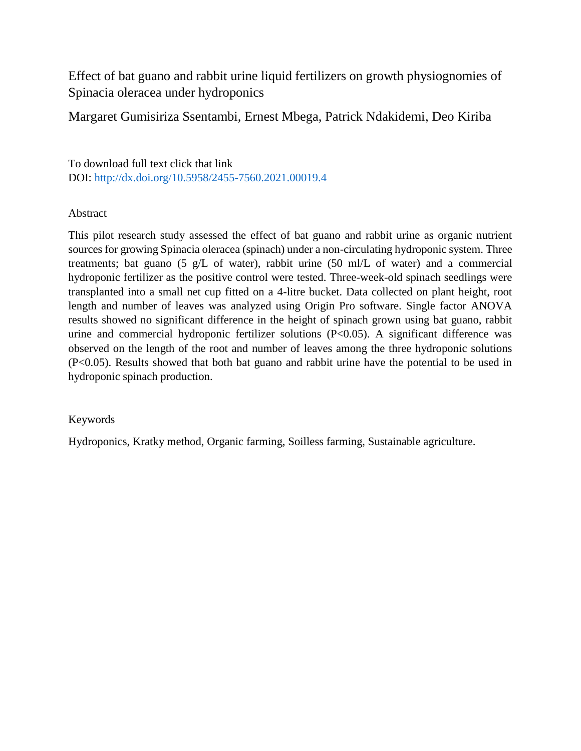# Effect of bat guano and rabbit urine liquid fertilizers on growth physiognomies of Spinacia oleracea under hydroponics

Margaret Gumisiriza Ssentambi, Ernest Mbega, Patrick Ndakidemi, Deo Kiriba

To download full text click that link
DOI: http://dx.doi.org/10.5958/2455-7560.2021.00019.4

## Abstract

This pilot research study assessed the effect of bat guano and rabbit urine as organic nutrient sources for growing Spinacia oleracea (spinach) under a non-circulating hydroponic system. Three treatments; bat guano (5 g/L of water), rabbit urine (50 ml/L of water) and a commercial hydroponic fertilizer as the positive control were tested. Three-week-old spinach seedlings were transplanted into a small net cup fitted on a 4-litre bucket. Data collected on plant height, root length and number of leaves was analyzed using Origin Pro software. Single factor ANOVA results showed no significant difference in the height of spinach grown using bat guano, rabbit urine and commercial hydroponic fertilizer solutions ($P<0.05$). A significant difference was observed on the length of the root and number of leaves among the three hydroponic solutions ($P<0.05$). Results showed that both bat guano and rabbit urine have the potential to be used in hydroponic spinach production.

## Keywords

Hydroponics, Kratky method, Organic farming, Soilless farming, Sustainable agriculture.